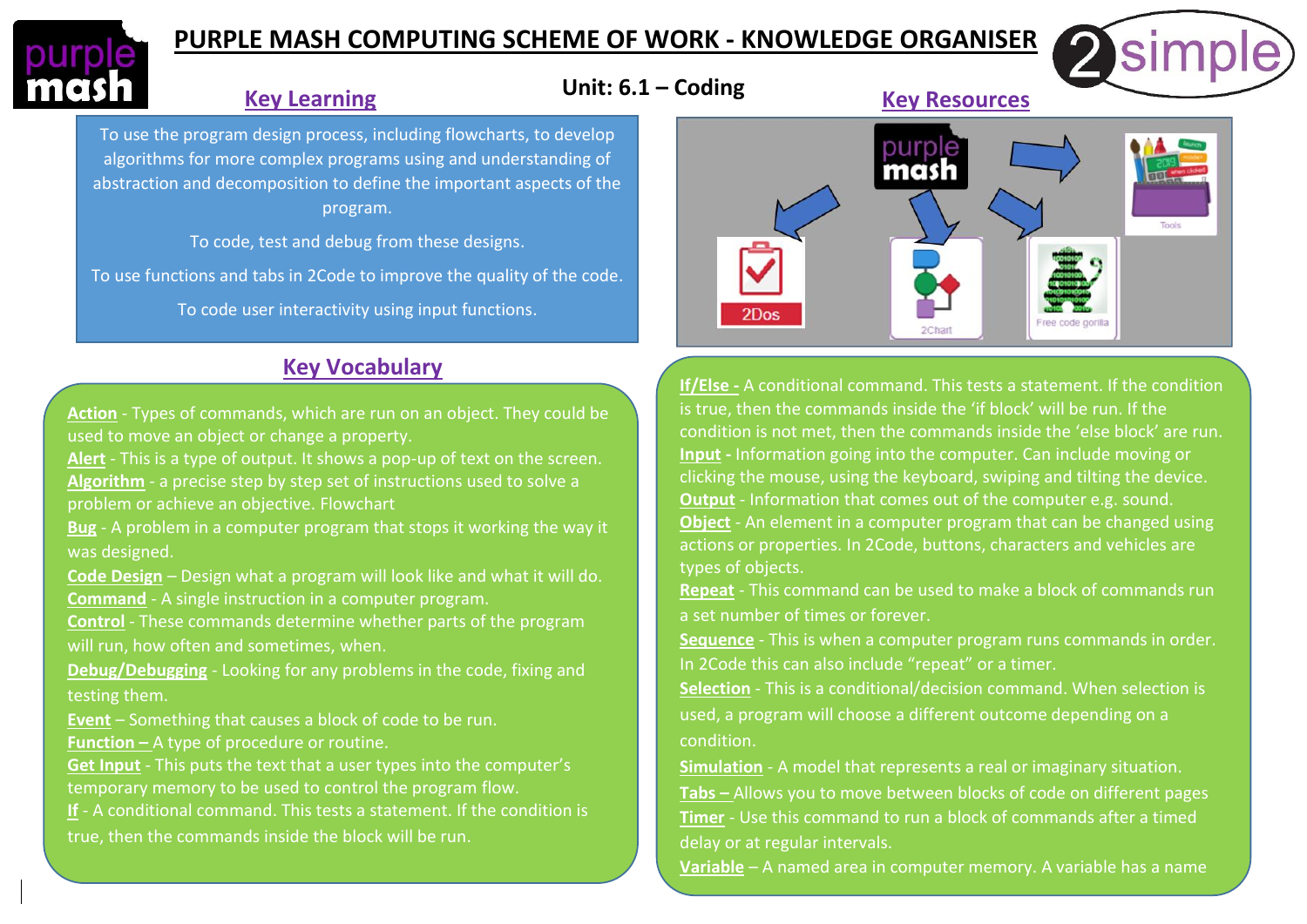# PURPLE MASH COMPUTING SCHEME OF WORK - KNOWLEDGE ORGANISER

## Unit: 6.1 – Coding

## Key Learning

To use the program design process, including flowcharts, to develop algorithms for more complex programs using and understanding of abstraction and decomposition to define the important aspects of the program.

To code, test and debug from these designs.

To use functions and tabs in 2Code to improve the quality of the code.

To code user interactivity using input functions.

## Key Resources

2Dos, 2Chart, Free code gorilla, Tools

## Key Vocabulary

**Action** - Types of commands, which are run on an object. They could be used to move an object or change a property.

**Alert** - This is a type of output. It shows a pop-up of text on the screen.

**Algorithm** - a precise step by step set of instructions used to solve a problem or achieve an objective. Flowchart

**Bug** - A problem in a computer program that stops it working the way it was designed.

**Code Design** – Design what a program will look like and what it will do.

**Command** - A single instruction in a computer program.

**Control** - These commands determine whether parts of the program will run, how often and sometimes, when.

**Debug/Debugging** - Looking for any problems in the code, fixing and testing them.

**Event** – Something that causes a block of code to be run.

**Function –** A type of procedure or routine.

**Get Input** - This puts the text that a user types into the computer's temporary memory to be used to control the program flow.

**If** - A conditional command. This tests a statement. If the condition is true, then the commands inside the block will be run.

**If/Else -** A conditional command. This tests a statement. If the condition is true, then the commands inside the 'if block' will be run. If the condition is not met, then the commands inside the 'else block' are run.

**Input -** Information going into the computer. Can include moving or clicking the mouse, using the keyboard, swiping and tilting the device.

**Output** - Information that comes out of the computer e.g. sound.

**Object** - An element in a computer program that can be changed using actions or properties. In 2Code, buttons, characters and vehicles are types of objects.

**Repeat** - This command can be used to make a block of commands run a set number of times or forever.

**Sequence** - This is when a computer program runs commands in order. In 2Code this can also include "repeat" or a timer.

**Selection** - This is a conditional/decision command. When selection is used, a program will choose a different outcome depending on a condition.

**Simulation** - A model that represents a real or imaginary situation.

**Tabs –** Allows you to move between blocks of code on different pages

**Timer** - Use this command to run a block of commands after a timed delay or at regular intervals.

**Variable** – A named area in computer memory. A variable has a name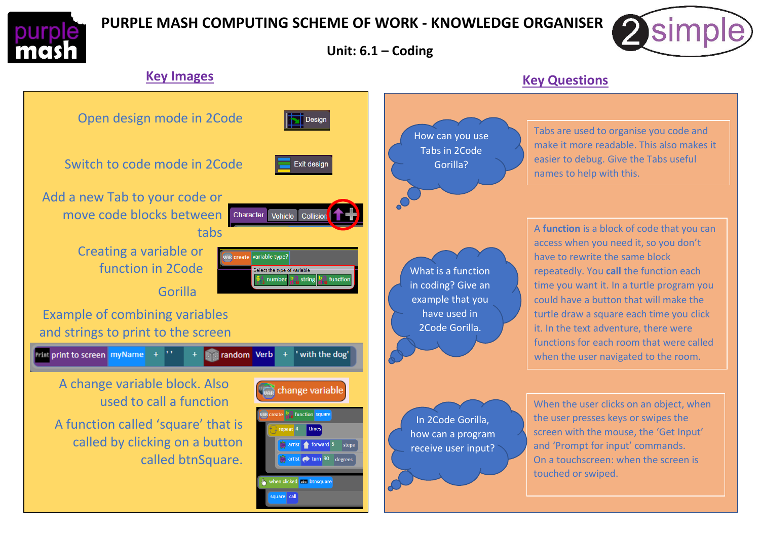# PURPLE MASH COMPUTING SCHEME OF WORK - KNOWLEDGE ORGANISER

**Unit: 6.1 – Coding**

## Key Images

Open design mode in 2Code

Design

Switch to code mode in 2Code

Exit design

Add a new Tab to your code or move code blocks between tabs

Character Vehicle Collision

Creating a variable or function in 2Code Gorilla

create variable type? Select the type of variable number string function

Example of combining variables and strings to print to the screen

print to screen myName + ' ' + random Verb + ' with the dog'

A change variable block. Also used to call a function

change variable

A function called 'square' that is called by clicking on a button called btnSquare.

create function square
repeat 4 times
artist forward 5 steps
artist turn 90 degrees
when clicked btnsquare
square call

## Key Questions

**How can you use Tabs in 2Code Gorilla?**

Tabs are used to organise you code and make it more readable. This also makes it easier to debug. Give the Tabs useful names to help with this.

**What is a function in coding? Give an example that you have used in 2Code Gorilla.**

A **function** is a block of code that you can access when you need it, so you don't have to rewrite the same block repeatedly. You **call** the function each time you want it. In a turtle program you could have a button that will make the turtle draw a square each time you click it. In the text adventure, there were functions for each room that were called when the user navigated to the room.

**In 2Code Gorilla, how can a program receive user input?**

When the user clicks on an object, when the user presses keys or swipes the screen with the mouse, the 'Get Input' and 'Prompt for input' commands.
On a touchscreen: when the screen is touched or swiped.